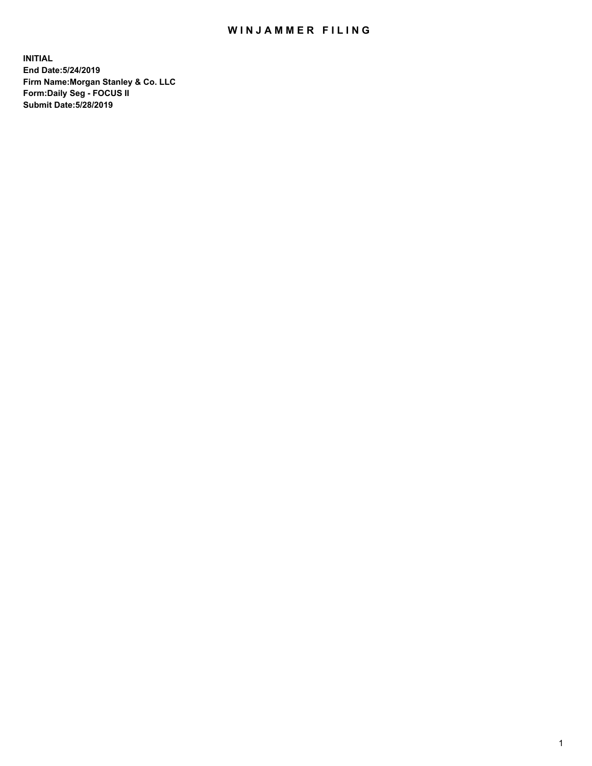# WINJAMMER FILING

**INITIAL**
**End Date:5/24/2019**
**Firm Name:Morgan Stanley & Co. LLC**
**Form:Daily Seg - FOCUS II**
**Submit Date:5/28/2019**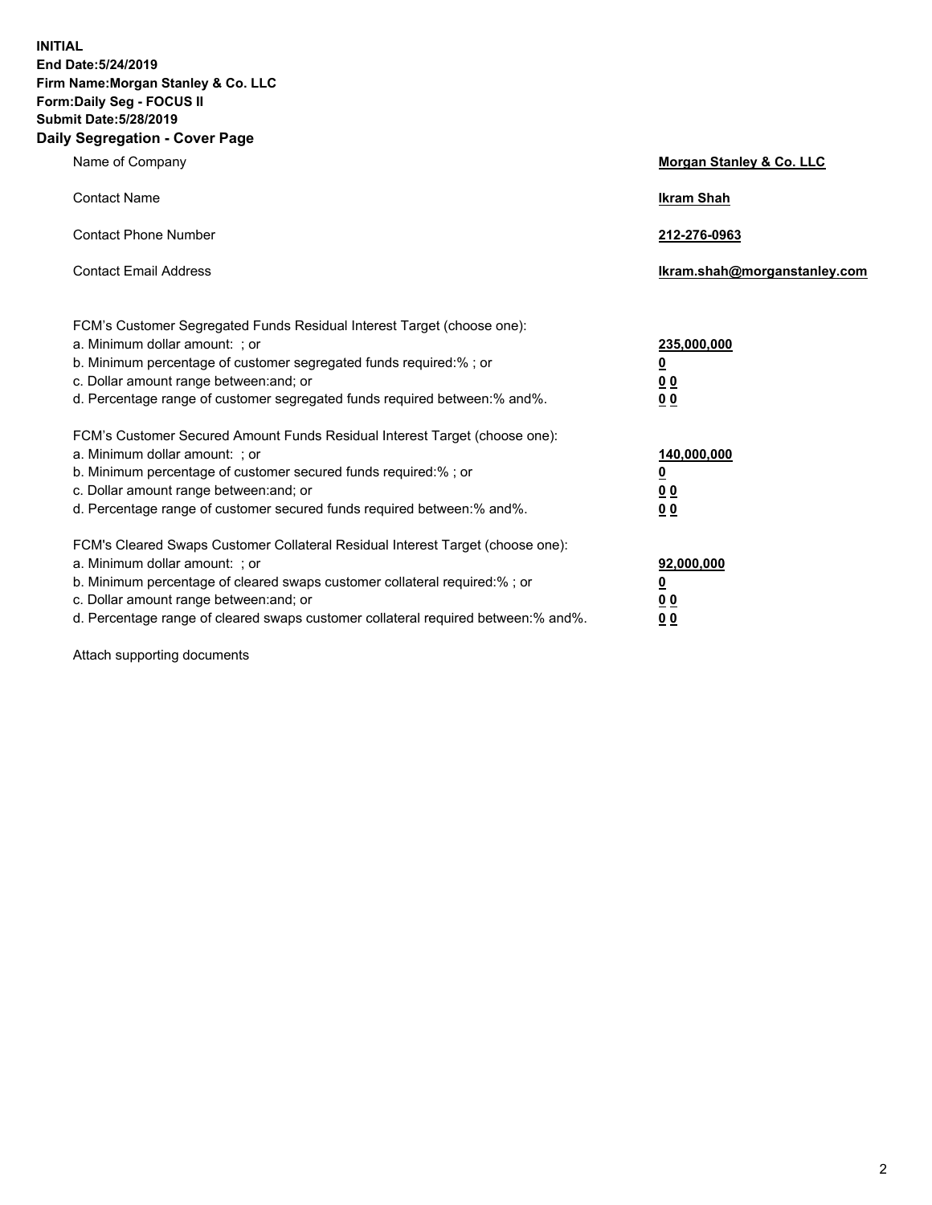**INITIAL**
**End Date:5/24/2019**
**Firm Name:Morgan Stanley & Co. LLC**
**Form:Daily Seg - FOCUS II**
**Submit Date:5/28/2019**
**Daily Segregation - Cover Page**

| | |
|---|---|
| Name of Company | **Morgan Stanley & Co. LLC** |
| Contact Name | **Ikram Shah** |
| Contact Phone Number | **212-276-0963** |
| Contact Email Address | **Ikram.shah@morganstanley.com** |

| | |
|---|---|
| FCM's Customer Segregated Funds Residual Interest Target (choose one): | |
| a. Minimum dollar amount: ; or | **235,000,000** |
| b. Minimum percentage of customer segregated funds required:% ; or | **0** |
| c. Dollar amount range between:and; or | **0 0** |
| d. Percentage range of customer segregated funds required between:% and%. | **0 0** |
| FCM's Customer Secured Amount Funds Residual Interest Target (choose one): | |
| a. Minimum dollar amount: ; or | **140,000,000** |
| b. Minimum percentage of customer secured funds required:% ; or | **0** |
| c. Dollar amount range between:and; or | **0 0** |
| d. Percentage range of customer secured funds required between:% and%. | **0 0** |
| FCM's Cleared Swaps Customer Collateral Residual Interest Target (choose one): | |
| a. Minimum dollar amount: ; or | **92,000,000** |
| b. Minimum percentage of cleared swaps customer collateral required:% ; or | **0** |
| c. Dollar amount range between:and; or | **0 0** |
| d. Percentage range of cleared swaps customer collateral required between:% and%. | **0 0** |

Attach supporting documents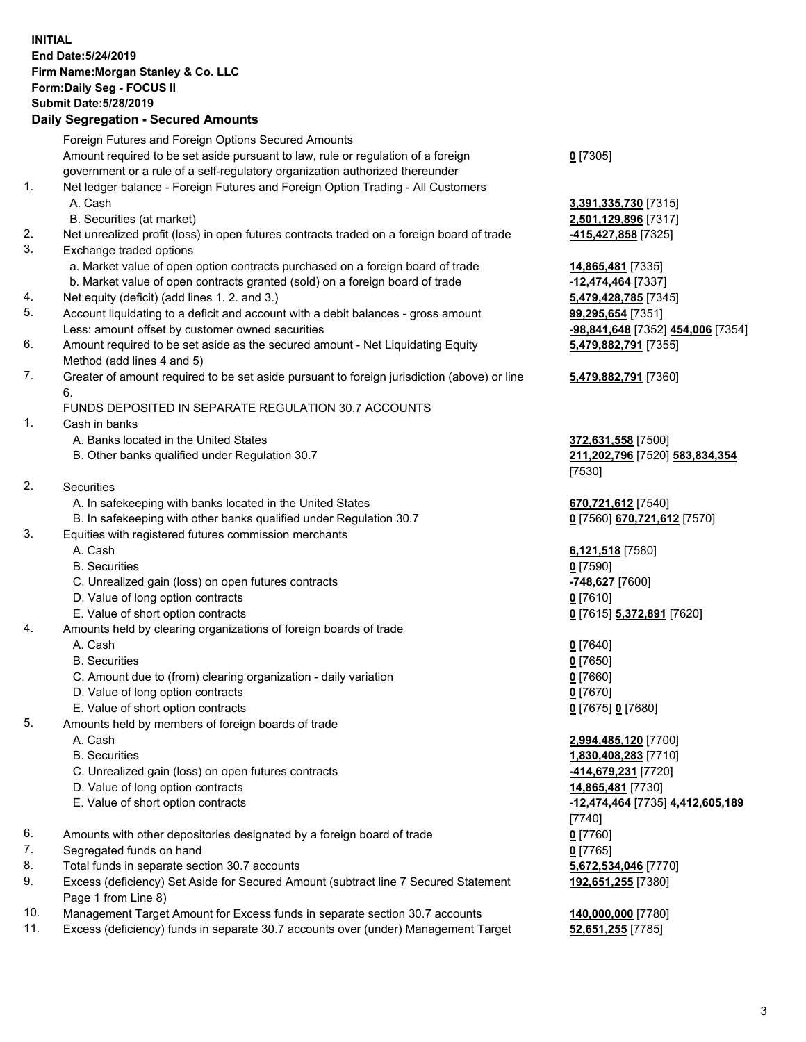**INITIAL**
**End Date:5/24/2019**
**Firm Name:Morgan Stanley & Co. LLC**
**Form:Daily Seg - FOCUS II**
**Submit Date:5/28/2019**

**Daily Segregation - Secured Amounts**

| | | |
|---|---|---|
| | Foreign Futures and Foreign Options Secured Amounts | |
| | Amount required to be set aside pursuant to law, rule or regulation of a foreign government or a rule of a self-regulatory organization authorized thereunder | **0** [7305] |
| 1. | Net ledger balance - Foreign Futures and Foreign Option Trading - All Customers | |
| | A. Cash | **3,391,335,730** [7315] |
| | B. Securities (at market) | **2,501,129,896** [7317] |
| 2. | Net unrealized profit (loss) in open futures contracts traded on a foreign board of trade | **-415,427,858** [7325] |
| 3. | Exchange traded options | |
| | a. Market value of open option contracts purchased on a foreign board of trade | **14,865,481** [7335] |
| | b. Market value of open contracts granted (sold) on a foreign board of trade | **-12,474,464** [7337] |
| 4. | Net equity (deficit) (add lines 1. 2. and 3.) | **5,479,428,785** [7345] |
| 5. | Account liquidating to a deficit and account with a debit balances - gross amount | **99,295,654** [7351] |
| | Less: amount offset by customer owned securities | **-98,841,648** [7352] **454,006** [7354] |
| 6. | Amount required to be set aside as the secured amount - Net Liquidating Equity Method (add lines 4 and 5) | **5,479,882,791** [7355] |
| 7. | Greater of amount required to be set aside pursuant to foreign jurisdiction (above) or line 6. | **5,479,882,791** [7360] |
| | FUNDS DEPOSITED IN SEPARATE REGULATION 30.7 ACCOUNTS | |
| 1. | Cash in banks | |
| | A. Banks located in the United States | **372,631,558** [7500] |
| | B. Other banks qualified under Regulation 30.7 | **211,202,796** [7520] **583,834,354** [7530] |
| 2. | Securities | |
| | A. In safekeeping with banks located in the United States | **670,721,612** [7540] |
| | B. In safekeeping with other banks qualified under Regulation 30.7 | **0** [7560] **670,721,612** [7570] |
| 3. | Equities with registered futures commission merchants | |
| | A. Cash | **6,121,518** [7580] |
| | B. Securities | **0** [7590] |
| | C. Unrealized gain (loss) on open futures contracts | **-748,627** [7600] |
| | D. Value of long option contracts | **0** [7610] |
| | E. Value of short option contracts | **0** [7615] **5,372,891** [7620] |
| 4. | Amounts held by clearing organizations of foreign boards of trade | |
| | A. Cash | **0** [7640] |
| | B. Securities | **0** [7650] |
| | C. Amount due to (from) clearing organization - daily variation | **0** [7660] |
| | D. Value of long option contracts | **0** [7670] |
| | E. Value of short option contracts | **0** [7675] **0** [7680] |
| 5. | Amounts held by members of foreign boards of trade | |
| | A. Cash | **2,994,485,120** [7700] |
| | B. Securities | **1,830,408,283** [7710] |
| | C. Unrealized gain (loss) on open futures contracts | **-414,679,231** [7720] |
| | D. Value of long option contracts | **14,865,481** [7730] |
| | E. Value of short option contracts | **-12,474,464** [7735] **4,412,605,189** [7740] |
| 6. | Amounts with other depositories designated by a foreign board of trade | **0** [7760] |
| 7. | Segregated funds on hand | **0** [7765] |
| 8. | Total funds in separate section 30.7 accounts | **5,672,534,046** [7770] |
| 9. | Excess (deficiency) Set Aside for Secured Amount (subtract line 7 Secured Statement Page 1 from Line 8) | **192,651,255** [7380] |
| 10. | Management Target Amount for Excess funds in separate section 30.7 accounts | **140,000,000** [7780] |
| 11. | Excess (deficiency) funds in separate 30.7 accounts over (under) Management Target | **52,651,255** [7785] |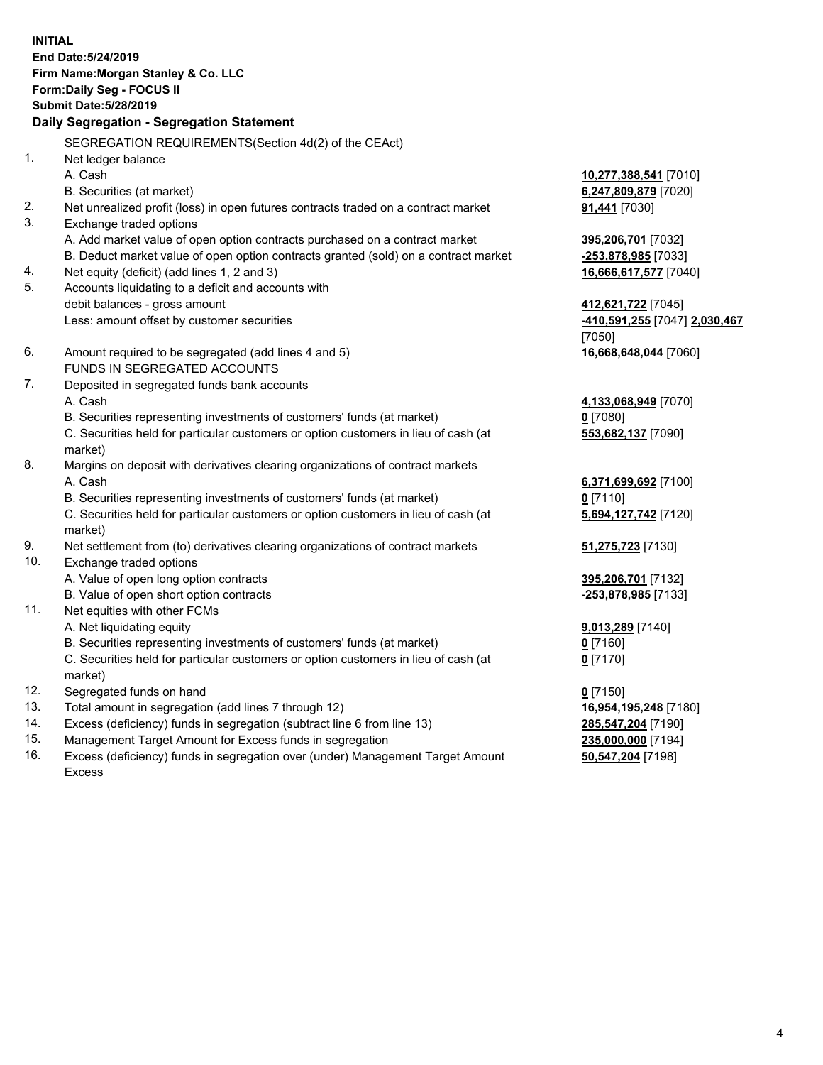**INITIAL**
**End Date:5/24/2019**
**Firm Name:Morgan Stanley & Co. LLC**
**Form:Daily Seg - FOCUS II**
**Submit Date:5/28/2019**
**Daily Segregation - Segregation Statement**

| | SEGREGATION REQUIREMENTS(Section 4d(2) of the CEAct) | |
|---|---|---|
| 1. | Net ledger balance | |
| | A. Cash | **10,277,388,541** [7010] |
| | B. Securities (at market) | **6,247,809,879** [7020] |
| 2. | Net unrealized profit (loss) in open futures contracts traded on a contract market | **91,441** [7030] |
| 3. | Exchange traded options | |
| | A. Add market value of open option contracts purchased on a contract market | **395,206,701** [7032] |
| | B. Deduct market value of open option contracts granted (sold) on a contract market | **-253,878,985** [7033] |
| 4. | Net equity (deficit) (add lines 1, 2 and 3) | **16,666,617,577** [7040] |
| 5. | Accounts liquidating to a deficit and accounts with debit balances - gross amount | **412,621,722** [7045] |
| | Less: amount offset by customer securities | **-410,591,255** [7047] **2,030,467** [7050] |
| 6. | Amount required to be segregated (add lines 4 and 5) | **16,668,648,044** [7060] |
| | FUNDS IN SEGREGATED ACCOUNTS | |
| 7. | Deposited in segregated funds bank accounts | |
| | A. Cash | **4,133,068,949** [7070] |
| | B. Securities representing investments of customers' funds (at market) | **0** [7080] |
| | C. Securities held for particular customers or option customers in lieu of cash (at market) | **553,682,137** [7090] |
| 8. | Margins on deposit with derivatives clearing organizations of contract markets | |
| | A. Cash | **6,371,699,692** [7100] |
| | B. Securities representing investments of customers' funds (at market) | **0** [7110] |
| | C. Securities held for particular customers or option customers in lieu of cash (at market) | **5,694,127,742** [7120] |
| 9. | Net settlement from (to) derivatives clearing organizations of contract markets | **51,275,723** [7130] |
| 10. | Exchange traded options | |
| | A. Value of open long option contracts | **395,206,701** [7132] |
| | B. Value of open short option contracts | **-253,878,985** [7133] |
| 11. | Net equities with other FCMs | |
| | A. Net liquidating equity | **9,013,289** [7140] |
| | B. Securities representing investments of customers' funds (at market) | **0** [7160] |
| | C. Securities held for particular customers or option customers in lieu of cash (at market) | **0** [7170] |
| 12. | Segregated funds on hand | **0** [7150] |
| 13. | Total amount in segregation (add lines 7 through 12) | **16,954,195,248** [7180] |
| 14. | Excess (deficiency) funds in segregation (subtract line 6 from line 13) | **285,547,204** [7190] |
| 15. | Management Target Amount for Excess funds in segregation | **235,000,000** [7194] |
| 16. | Excess (deficiency) funds in segregation over (under) Management Target Amount Excess | **50,547,204** [7198] |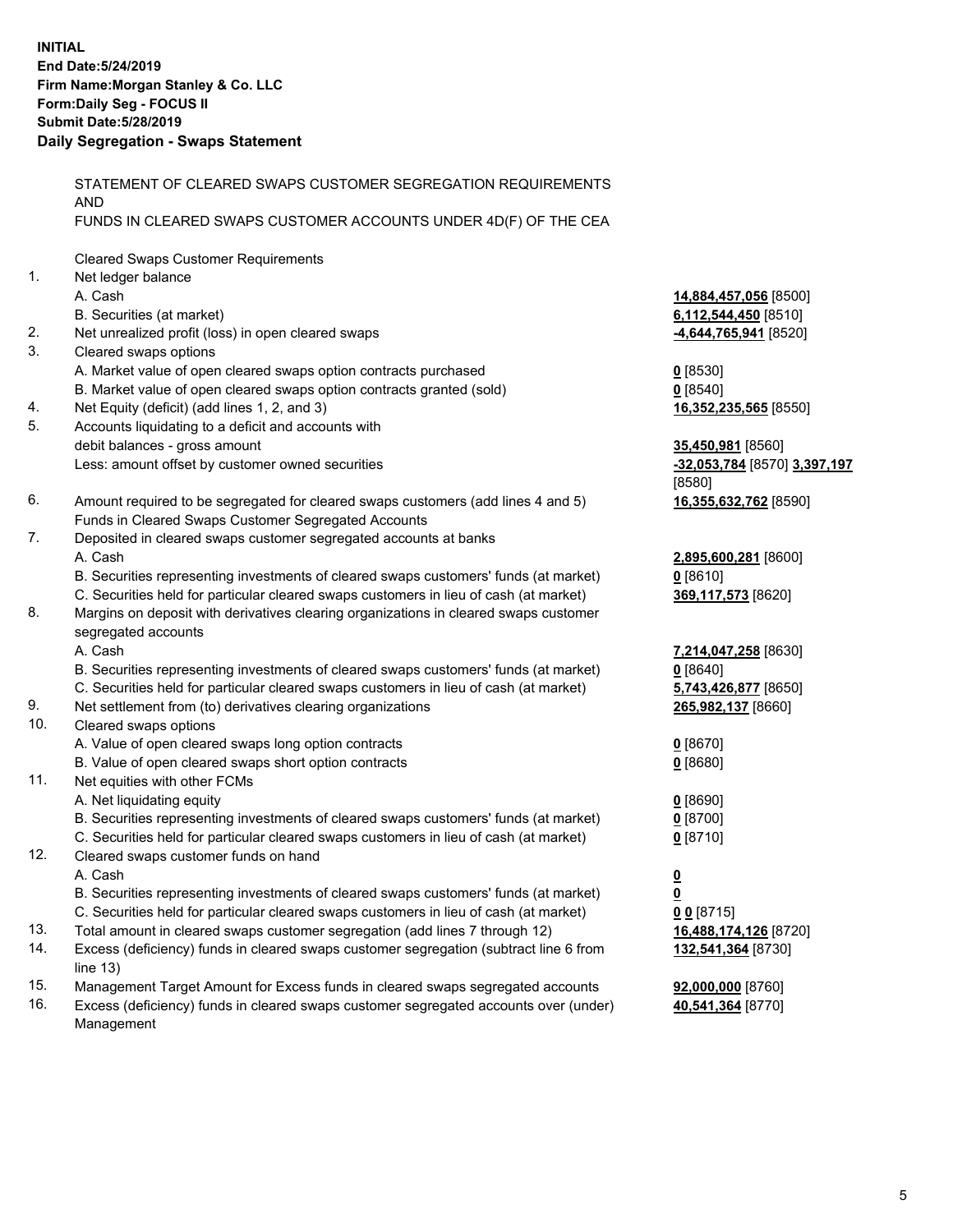**INITIAL**
**End Date:5/24/2019**
**Firm Name:Morgan Stanley & Co. LLC**
**Form:Daily Seg - FOCUS II**
**Submit Date:5/28/2019**
**Daily Segregation - Swaps Statement**

STATEMENT OF CLEARED SWAPS CUSTOMER SEGREGATION REQUIREMENTS AND FUNDS IN CLEARED SWAPS CUSTOMER ACCOUNTS UNDER 4D(F) OF THE CEA

| | | |
|---|---|---|
| | Cleared Swaps Customer Requirements | |
| 1. | Net ledger balance | |
| | A. Cash | **14,884,457,056** [8500] |
| | B. Securities (at market) | **6,112,544,450** [8510] |
| 2. | Net unrealized profit (loss) in open cleared swaps | **-4,644,765,941** [8520] |
| 3. | Cleared swaps options | |
| | A. Market value of open cleared swaps option contracts purchased | **0** [8530] |
| | B. Market value of open cleared swaps option contracts granted (sold) | **0** [8540] |
| 4. | Net Equity (deficit) (add lines 1, 2, and 3) | **16,352,235,565** [8550] |
| 5. | Accounts liquidating to a deficit and accounts with debit balances - gross amount | **35,450,981** [8560] |
| | Less: amount offset by customer owned securities | **-32,053,784** [8570] **3,397,197** [8580] |
| 6. | Amount required to be segregated for cleared swaps customers (add lines 4 and 5) | **16,355,632,762** [8590] |
| | Funds in Cleared Swaps Customer Segregated Accounts | |
| 7. | Deposited in cleared swaps customer segregated accounts at banks | |
| | A. Cash | **2,895,600,281** [8600] |
| | B. Securities representing investments of cleared swaps customers' funds (at market) | **0** [8610] |
| | C. Securities held for particular cleared swaps customers in lieu of cash (at market) | **369,117,573** [8620] |
| 8. | Margins on deposit with derivatives clearing organizations in cleared swaps customer segregated accounts | |
| | A. Cash | **7,214,047,258** [8630] |
| | B. Securities representing investments of cleared swaps customers' funds (at market) | **0** [8640] |
| | C. Securities held for particular cleared swaps customers in lieu of cash (at market) | **5,743,426,877** [8650] |
| 9. | Net settlement from (to) derivatives clearing organizations | **265,982,137** [8660] |
| 10. | Cleared swaps options | |
| | A. Value of open cleared swaps long option contracts | **0** [8670] |
| | B. Value of open cleared swaps short option contracts | **0** [8680] |
| 11. | Net equities with other FCMs | |
| | A. Net liquidating equity | **0** [8690] |
| | B. Securities representing investments of cleared swaps customers' funds (at market) | **0** [8700] |
| | C. Securities held for particular cleared swaps customers in lieu of cash (at market) | **0** [8710] |
| 12. | Cleared swaps customer funds on hand | |
| | A. Cash | **0** |
| | B. Securities representing investments of cleared swaps customers' funds (at market) | **0** |
| | C. Securities held for particular cleared swaps customers in lieu of cash (at market) | **0** **0** [8715] |
| 13. | Total amount in cleared swaps customer segregation (add lines 7 through 12) | **16,488,174,126** [8720] |
| 14. | Excess (deficiency) funds in cleared swaps customer segregation (subtract line 6 from line 13) | **132,541,364** [8730] |
| 15. | Management Target Amount for Excess funds in cleared swaps segregated accounts | **92,000,000** [8760] |
| 16. | Excess (deficiency) funds in cleared swaps customer segregated accounts over (under) Management | **40,541,364** [8770] |